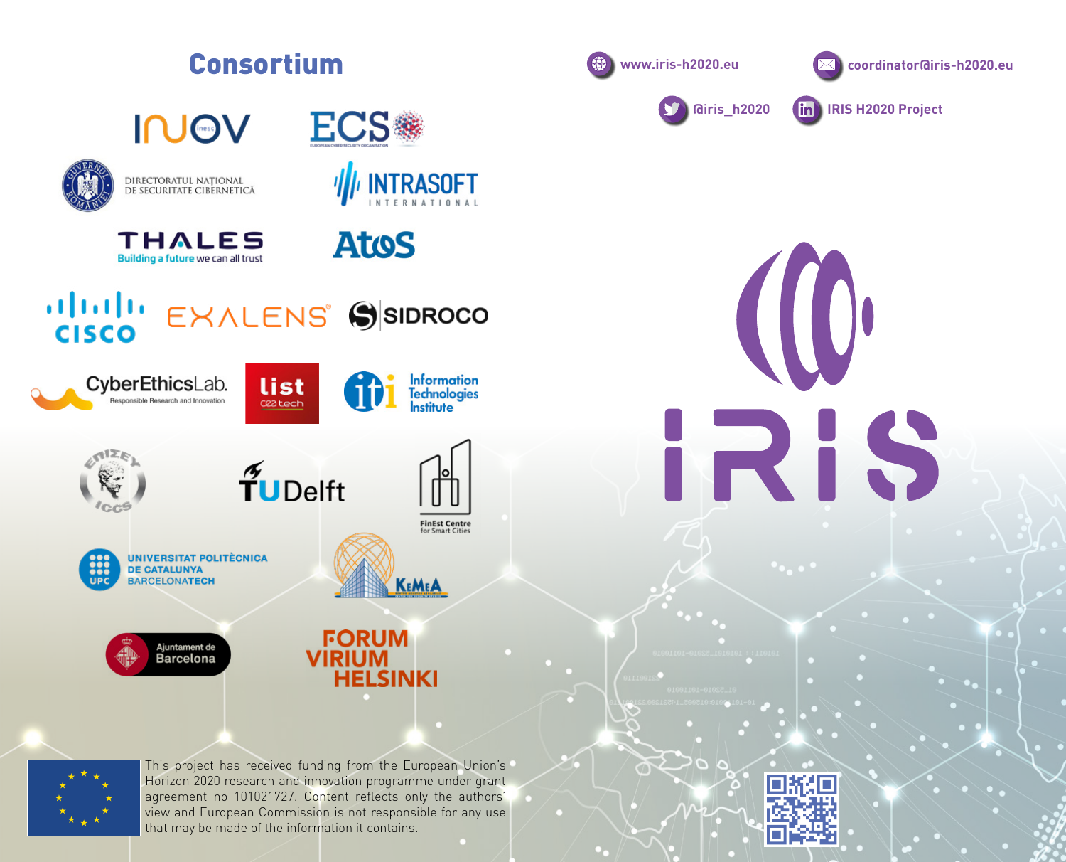## Consortium

INOV inesc

ECS EUROPEAN CYBER SECURITY ORGANISATION

DIRECTORATUL NAȚIONAL DE SECURITATE CIBERNETICĂ

INTRASOFT INTERNATIONAL

THALES Building a future we can all trust

Atos

CISCO

EXALENS

SIDROCO

CyberEthicsLab. Responsible Research and Innovation

list ceatech

iti Information Technologies Institute

ICCS

TUDelft

FinEst Centre for Smart Cities

UNIVERSITAT POLITÈCNICA DE CATALUNYA BARCELONATECH

KEMEA

Ajuntament de Barcelona

FORUM VIRIUM HELSINKI

www.iris-h2020.eu

coordinator@iris-h2020.eu

@iris_h2020

IRIS H2020 Project

# IRIS

This project has received funding from the European Union's Horizon 2020 research and innovation programme under grant agreement no 101021727. Content reflects only the authors' view and European Commission is not responsible for any use that may be made of the information it contains.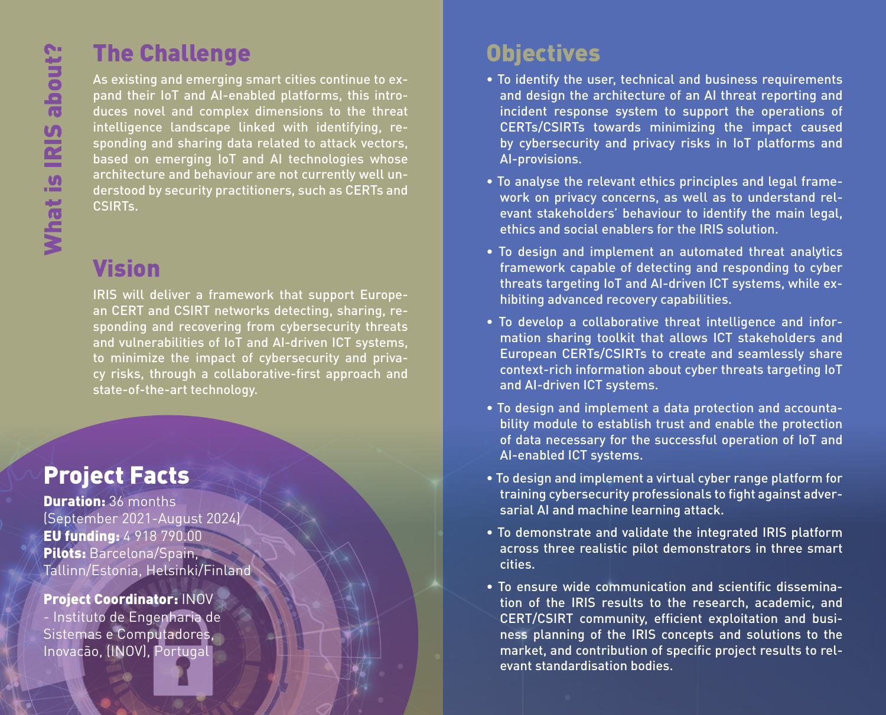# What is IRIS about?

## The Challenge

As existing and emerging smart cities continue to expand their IoT and AI-enabled platforms, this introduces novel and complex dimensions to the threat intelligence landscape linked with identifying, responding and sharing data related to attack vectors, based on emerging IoT and AI technologies whose architecture and behaviour are not currently well understood by security practitioners, such as CERTs and CSIRTs.

## Vision

IRIS will deliver a framework that support European CERT and CSIRT networks detecting, sharing, responding and recovering from cybersecurity threats and vulnerabilities of IoT and AI-driven ICT systems, to minimize the impact of cybersecurity and privacy risks, through a collaborative-first approach and state-of-the-art technology.

## Project Facts

**Duration:** 36 months (September 2021-August 2024)
**EU funding:** 4 918 790.00
**Pilots:** Barcelona/Spain, Tallinn/Estonia, Helsinki/Finland

**Project Coordinator:** INOV - Instituto de Engenharia de Sistemas e Computadores, Inovacão, (INOV), Portugal

## Objectives

- To identify the user, technical and business requirements and design the architecture of an AI threat reporting and incident response system to support the operations of CERTs/CSIRTs towards minimizing the impact caused by cybersecurity and privacy risks in IoT platforms and AI-provisions.
- To analyse the relevant ethics principles and legal framework on privacy concerns, as well as to understand relevant stakeholders' behaviour to identify the main legal, ethics and social enablers for the IRIS solution.
- To design and implement an automated threat analytics framework capable of detecting and responding to cyber threats targeting IoT and AI-driven ICT systems, while exhibiting advanced recovery capabilities.
- To develop a collaborative threat intelligence and information sharing toolkit that allows ICT stakeholders and European CERTs/CSIRTs to create and seamlessly share context-rich information about cyber threats targeting IoT and AI-driven ICT systems.
- To design and implement a data protection and accountability module to establish trust and enable the protection of data necessary for the successful operation of IoT and AI-enabled ICT systems.
- To design and implement a virtual cyber range platform for training cybersecurity professionals to fight against adversarial AI and machine learning attack.
- To demonstrate and validate the integrated IRIS platform across three realistic pilot demonstrators in three smart cities.
- To ensure wide communication and scientific dissemination of the IRIS results to the research, academic, and CERT/CSIRT community, efficient exploitation and business planning of the IRIS concepts and solutions to the market, and contribution of specific project results to relevant standardisation bodies.